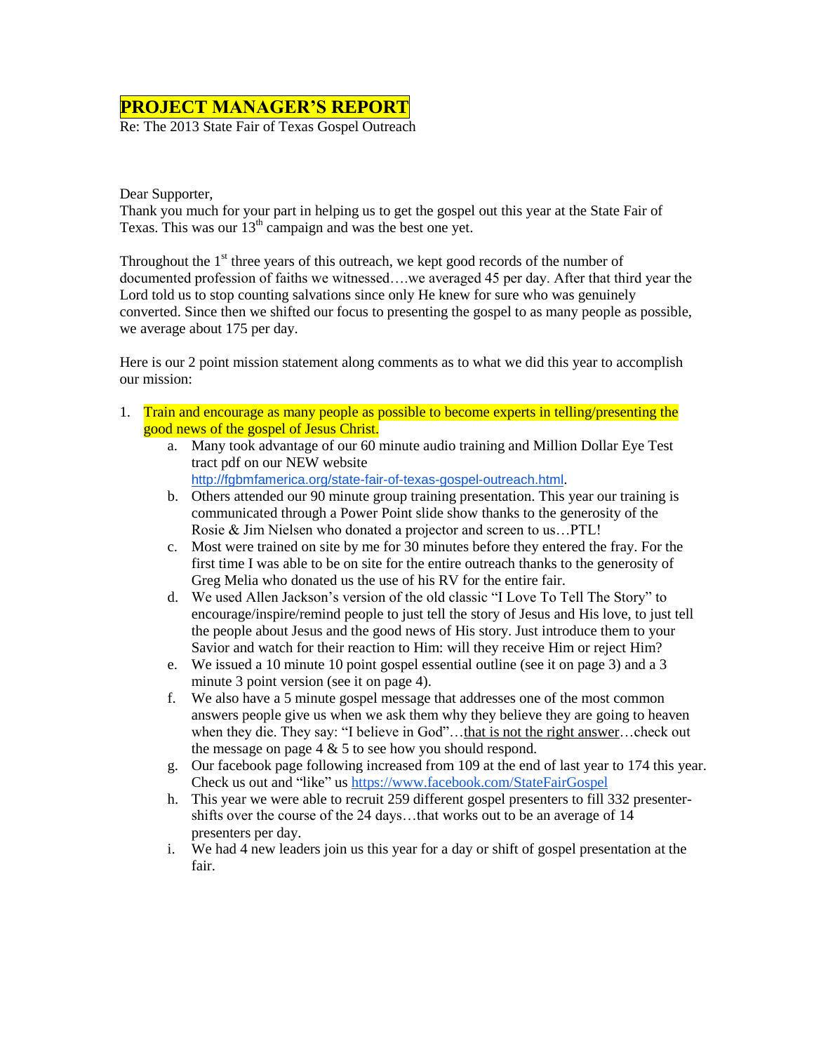# PROJECT MANAGER'S REPORT

Re: The 2013 State Fair of Texas Gospel Outreach

Dear Supporter,

Thank you much for your part in helping us to get the gospel out this year at the State Fair of Texas. This was our 13th campaign and was the best one yet.

Throughout the 1st three years of this outreach, we kept good records of the number of documented profession of faiths we witnessed….we averaged 45 per day. After that third year the Lord told us to stop counting salvations since only He knew for sure who was genuinely converted. Since then we shifted our focus to presenting the gospel to as many people as possible, we average about 175 per day.

Here is our 2 point mission statement along comments as to what we did this year to accomplish our mission:

1. Train and encourage as many people as possible to become experts in telling/presenting the good news of the gospel of Jesus Christ.
   a. Many took advantage of our 60 minute audio training and Million Dollar Eye Test tract pdf on our NEW website http://fgbmfamerica.org/state-fair-of-texas-gospel-outreach.html.
   b. Others attended our 90 minute group training presentation. This year our training is communicated through a Power Point slide show thanks to the generosity of the Rosie & Jim Nielsen who donated a projector and screen to us…PTL!
   c. Most were trained on site by me for 30 minutes before they entered the fray. For the first time I was able to be on site for the entire outreach thanks to the generosity of Greg Melia who donated us the use of his RV for the entire fair.
   d. We used Allen Jackson's version of the old classic "I Love To Tell The Story" to encourage/inspire/remind people to just tell the story of Jesus and His love, to just tell the people about Jesus and the good news of His story. Just introduce them to your Savior and watch for their reaction to Him: will they receive Him or reject Him?
   e. We issued a 10 minute 10 point gospel essential outline (see it on page 3) and a 3 minute 3 point version (see it on page 4).
   f. We also have a 5 minute gospel message that addresses one of the most common answers people give us when we ask them why they believe they are going to heaven when they die. They say: "I believe in God"…that is not the right answer…check out the message on page 4 & 5 to see how you should respond.
   g. Our facebook page following increased from 109 at the end of last year to 174 this year. Check us out and "like" us https://www.facebook.com/StateFairGospel
   h. This year we were able to recruit 259 different gospel presenters to fill 332 presenter-shifts over the course of the 24 days…that works out to be an average of 14 presenters per day.
   i. We had 4 new leaders join us this year for a day or shift of gospel presentation at the fair.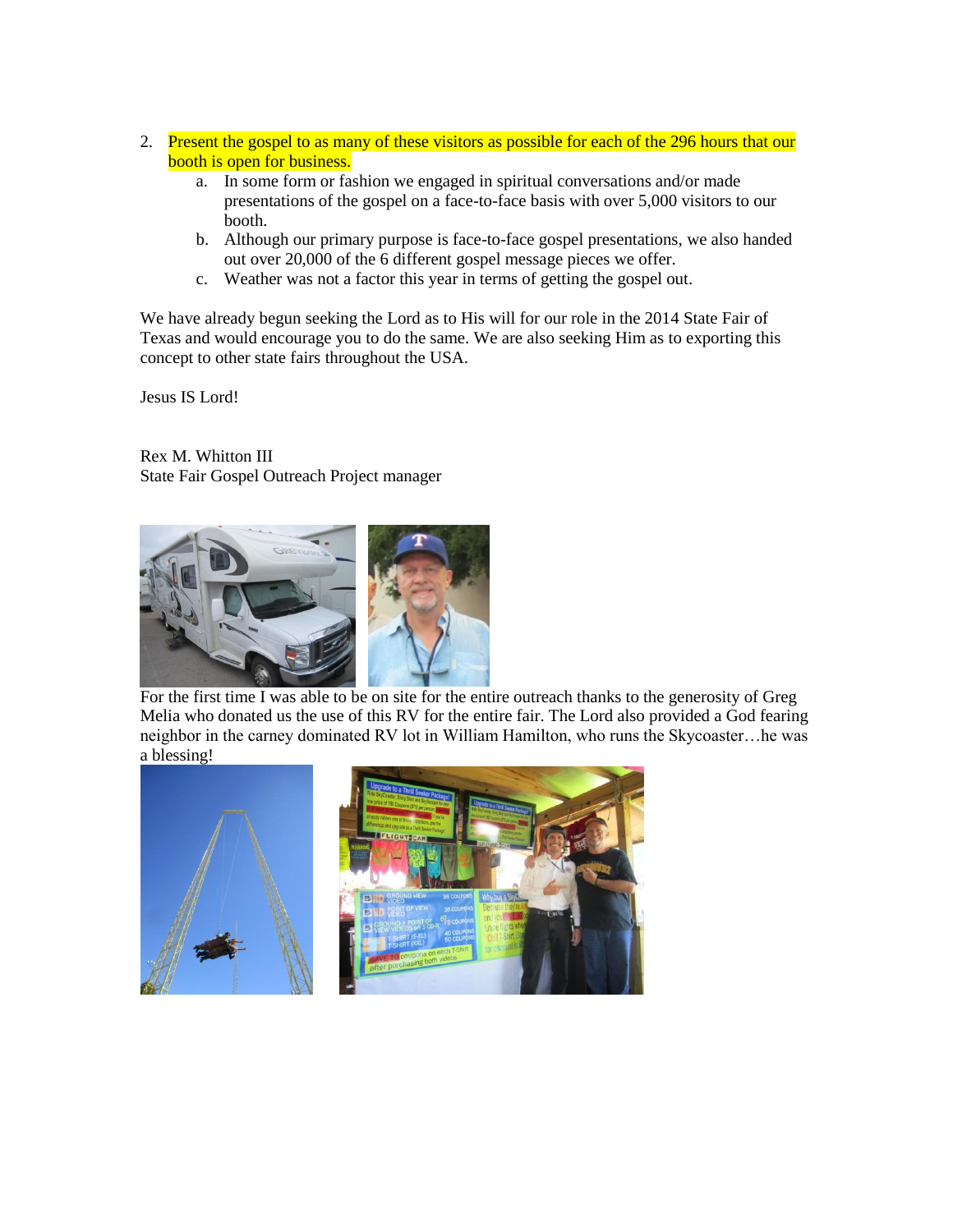2. Present the gospel to as many of these visitors as possible for each of the 296 hours that our booth is open for business.
    a. In some form or fashion we engaged in spiritual conversations and/or made presentations of the gospel on a face-to-face basis with over 5,000 visitors to our booth.
    b. Although our primary purpose is face-to-face gospel presentations, we also handed out over 20,000 of the 6 different gospel message pieces we offer.
    c. Weather was not a factor this year in terms of getting the gospel out.

We have already begun seeking the Lord as to His will for our role in the 2014 State Fair of Texas and would encourage you to do the same. We are also seeking Him as to exporting this concept to other state fairs throughout the USA.

Jesus IS Lord!

Rex M. Whitton III
State Fair Gospel Outreach Project manager

For the first time I was able to be on site for the entire outreach thanks to the generosity of Greg Melia who donated us the use of this RV for the entire fair. The Lord also provided a God fearing neighbor in the carney dominated RV lot in William Hamilton, who runs the Skycoaster…he was a blessing!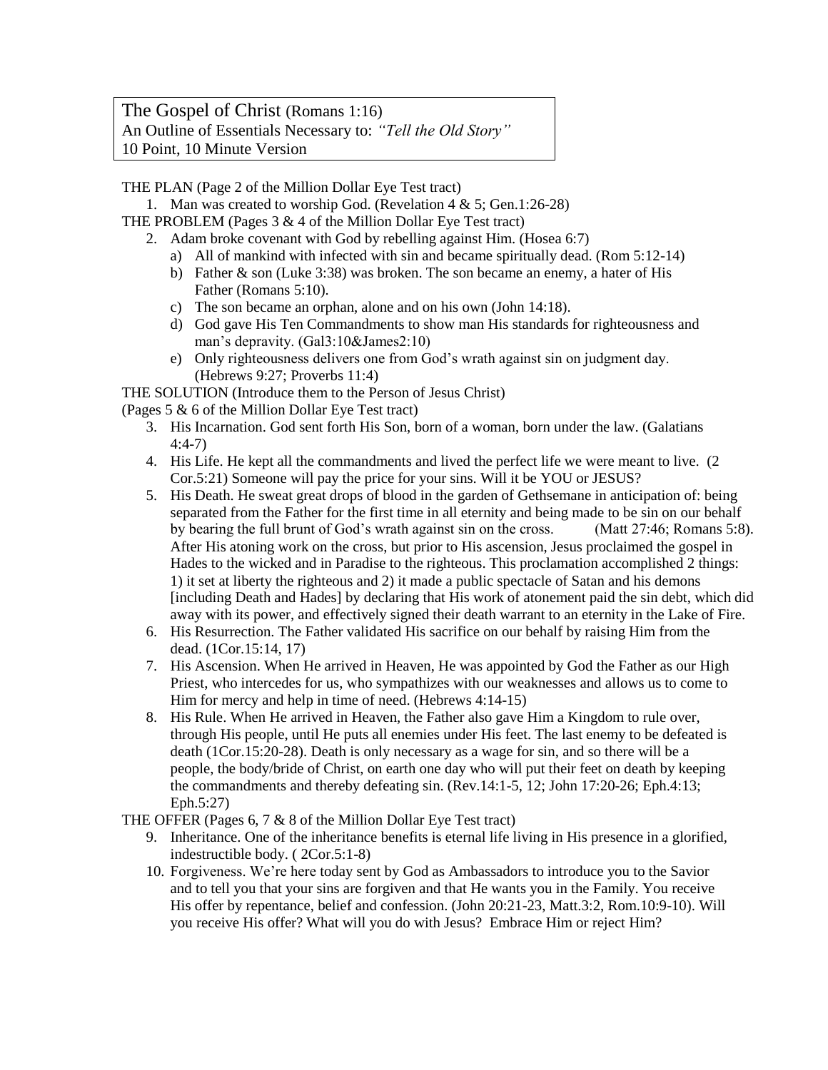The Gospel of Christ (Romans 1:16)
An Outline of Essentials Necessary to: *"Tell the Old Story"*
10 Point, 10 Minute Version

THE PLAN (Page 2 of the Million Dollar Eye Test tract)

1. Man was created to worship God. (Revelation 4 & 5; Gen.1:26-28)

THE PROBLEM (Pages 3 & 4 of the Million Dollar Eye Test tract)

2. Adam broke covenant with God by rebelling against Him. (Hosea 6:7)
   a) All of mankind with infected with sin and became spiritually dead. (Rom 5:12-14)
   b) Father & son (Luke 3:38) was broken. The son became an enemy, a hater of His Father (Romans 5:10).
   c) The son became an orphan, alone and on his own (John 14:18).
   d) God gave His Ten Commandments to show man His standards for righteousness and man's depravity. (Gal3:10&James2:10)
   e) Only righteousness delivers one from God's wrath against sin on judgment day. (Hebrews 9:27; Proverbs 11:4)

THE SOLUTION (Introduce them to the Person of Jesus Christ)
(Pages 5 & 6 of the Million Dollar Eye Test tract)

3. His Incarnation. God sent forth His Son, born of a woman, born under the law. (Galatians 4:4-7)
4. His Life. He kept all the commandments and lived the perfect life we were meant to live. (2 Cor.5:21) Someone will pay the price for your sins. Will it be YOU or JESUS?
5. His Death. He sweat great drops of blood in the garden of Gethsemane in anticipation of: being separated from the Father for the first time in all eternity and being made to be sin on our behalf by bearing the full brunt of God's wrath against sin on the cross. (Matt 27:46; Romans 5:8). After His atoning work on the cross, but prior to His ascension, Jesus proclaimed the gospel in Hades to the wicked and in Paradise to the righteous. This proclamation accomplished 2 things: 1) it set at liberty the righteous and 2) it made a public spectacle of Satan and his demons [including Death and Hades] by declaring that His work of atonement paid the sin debt, which did away with its power, and effectively signed their death warrant to an eternity in the Lake of Fire.
6. His Resurrection. The Father validated His sacrifice on our behalf by raising Him from the dead. (1Cor.15:14, 17)
7. His Ascension. When He arrived in Heaven, He was appointed by God the Father as our High Priest, who intercedes for us, who sympathizes with our weaknesses and allows us to come to Him for mercy and help in time of need. (Hebrews 4:14-15)
8. His Rule. When He arrived in Heaven, the Father also gave Him a Kingdom to rule over, through His people, until He puts all enemies under His feet. The last enemy to be defeated is death (1Cor.15:20-28). Death is only necessary as a wage for sin, and so there will be a people, the body/bride of Christ, on earth one day who will put their feet on death by keeping the commandments and thereby defeating sin. (Rev.14:1-5, 12; John 17:20-26; Eph.4:13; Eph.5:27)

THE OFFER (Pages 6, 7 & 8 of the Million Dollar Eye Test tract)

9. Inheritance. One of the inheritance benefits is eternal life living in His presence in a glorified, indestructible body. ( 2Cor.5:1-8)
10. Forgiveness. We're here today sent by God as Ambassadors to introduce you to the Savior and to tell you that your sins are forgiven and that He wants you in the Family. You receive His offer by repentance, belief and confession. (John 20:21-23, Matt.3:2, Rom.10:9-10). Will you receive His offer? What will you do with Jesus? Embrace Him or reject Him?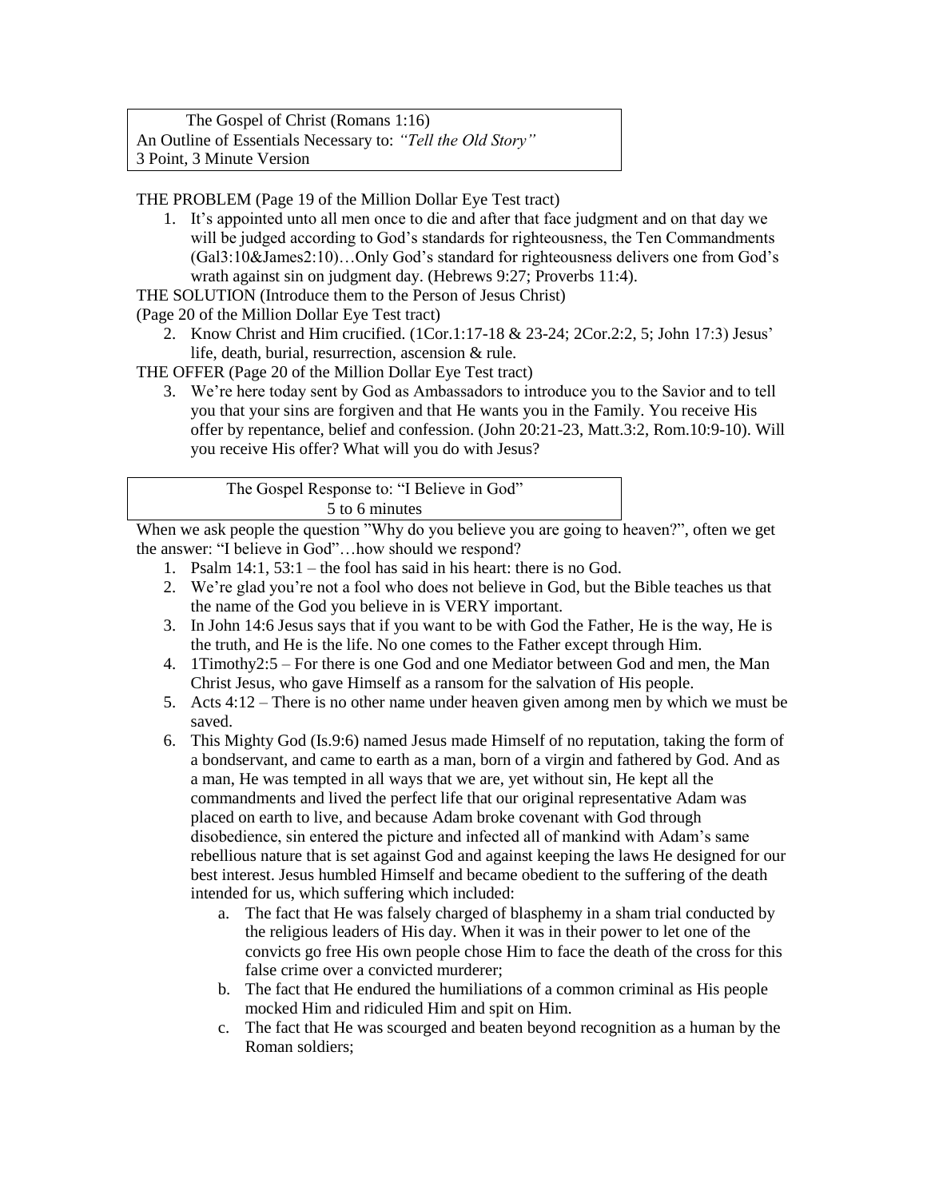The Gospel of Christ (Romans 1:16)
An Outline of Essentials Necessary to: *"Tell the Old Story"*
3 Point, 3 Minute Version

THE PROBLEM (Page 19 of the Million Dollar Eye Test tract)

1. It's appointed unto all men once to die and after that face judgment and on that day we will be judged according to God's standards for righteousness, the Ten Commandments (Gal3:10&James2:10)…Only God's standard for righteousness delivers one from God's wrath against sin on judgment day. (Hebrews 9:27; Proverbs 11:4).

THE SOLUTION (Introduce them to the Person of Jesus Christ)
(Page 20 of the Million Dollar Eye Test tract)

2. Know Christ and Him crucified. (1Cor.1:17-18 & 23-24; 2Cor.2:2, 5; John 17:3) Jesus' life, death, burial, resurrection, ascension & rule.

THE OFFER (Page 20 of the Million Dollar Eye Test tract)

3. We're here today sent by God as Ambassadors to introduce you to the Savior and to tell you that your sins are forgiven and that He wants you in the Family. You receive His offer by repentance, belief and confession. (John 20:21-23, Matt.3:2, Rom.10:9-10). Will you receive His offer? What will you do with Jesus?

The Gospel Response to: "I Believe in God"
5 to 6 minutes

When we ask people the question "Why do you believe you are going to heaven?", often we get the answer: "I believe in God"…how should we respond?

1. Psalm 14:1, 53:1 – the fool has said in his heart: there is no God.
2. We're glad you're not a fool who does not believe in God, but the Bible teaches us that the name of the God you believe in is VERY important.
3. In John 14:6 Jesus says that if you want to be with God the Father, He is the way, He is the truth, and He is the life. No one comes to the Father except through Him.
4. 1Timothy2:5 – For there is one God and one Mediator between God and men, the Man Christ Jesus, who gave Himself as a ransom for the salvation of His people.
5. Acts 4:12 – There is no other name under heaven given among men by which we must be saved.
6. This Mighty God (Is.9:6) named Jesus made Himself of no reputation, taking the form of a bondservant, and came to earth as a man, born of a virgin and fathered by God. And as a man, He was tempted in all ways that we are, yet without sin, He kept all the commandments and lived the perfect life that our original representative Adam was placed on earth to live, and because Adam broke covenant with God through disobedience, sin entered the picture and infected all of mankind with Adam's same rebellious nature that is set against God and against keeping the laws He designed for our best interest. Jesus humbled Himself and became obedient to the suffering of the death intended for us, which suffering which included:
   a. The fact that He was falsely charged of blasphemy in a sham trial conducted by the religious leaders of His day. When it was in their power to let one of the convicts go free His own people chose Him to face the death of the cross for this false crime over a convicted murderer;
   b. The fact that He endured the humiliations of a common criminal as His people mocked Him and ridiculed Him and spit on Him.
   c. The fact that He was scourged and beaten beyond recognition as a human by the Roman soldiers;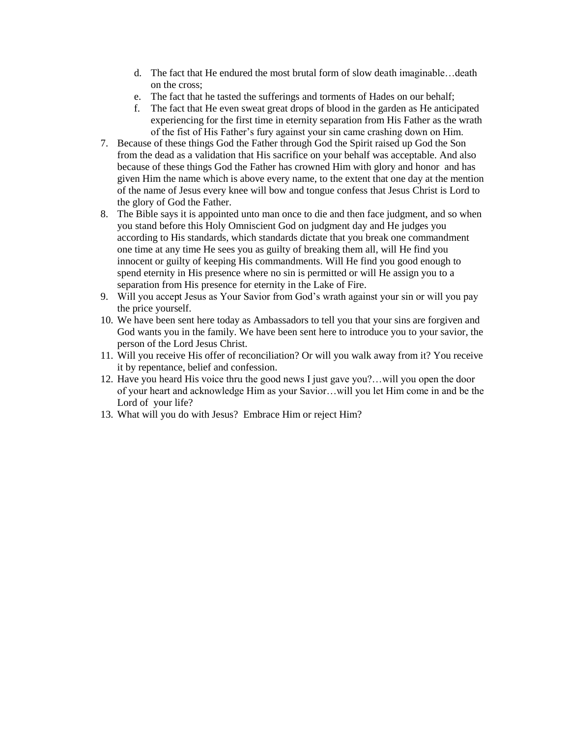d. The fact that He endured the most brutal form of slow death imaginable…death on the cross;
   e. The fact that he tasted the sufferings and torments of Hades on our behalf;
   f. The fact that He even sweat great drops of blood in the garden as He anticipated experiencing for the first time in eternity separation from His Father as the wrath of the fist of His Father's fury against your sin came crashing down on Him.

7. Because of these things God the Father through God the Spirit raised up God the Son from the dead as a validation that His sacrifice on your behalf was acceptable. And also because of these things God the Father has crowned Him with glory and honor and has given Him the name which is above every name, to the extent that one day at the mention of the name of Jesus every knee will bow and tongue confess that Jesus Christ is Lord to the glory of God the Father.
8. The Bible says it is appointed unto man once to die and then face judgment, and so when you stand before this Holy Omniscient God on judgment day and He judges you according to His standards, which standards dictate that you break one commandment one time at any time He sees you as guilty of breaking them all, will He find you innocent or guilty of keeping His commandments. Will He find you good enough to spend eternity in His presence where no sin is permitted or will He assign you to a separation from His presence for eternity in the Lake of Fire.
9. Will you accept Jesus as Your Savior from God's wrath against your sin or will you pay the price yourself.
10. We have been sent here today as Ambassadors to tell you that your sins are forgiven and God wants you in the family. We have been sent here to introduce you to your savior, the person of the Lord Jesus Christ.
11. Will you receive His offer of reconciliation? Or will you walk away from it? You receive it by repentance, belief and confession.
12. Have you heard His voice thru the good news I just gave you?…will you open the door of your heart and acknowledge Him as your Savior…will you let Him come in and be the Lord of your life?
13. What will you do with Jesus? Embrace Him or reject Him?